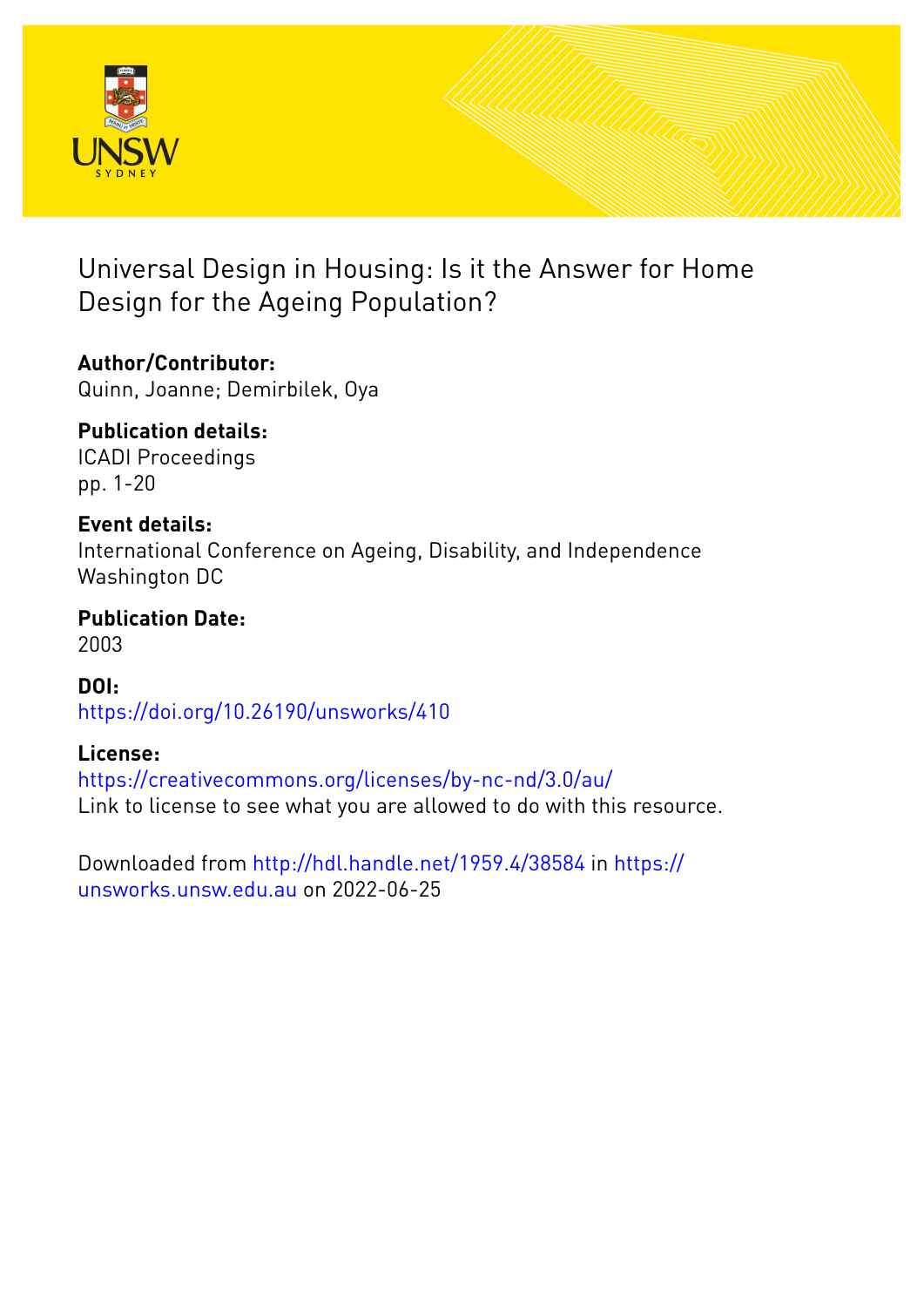# Universal Design in Housing: Is it the Answer for Home Design for the Ageing Population?

**Author/Contributor:**
Quinn, Joanne; Demirbilek, Oya

**Publication details:**
ICADI Proceedings
pp. 1-20

**Event details:**
International Conference on Ageing, Disability, and Independence
Washington DC

**Publication Date:**
2003

**DOI:**
https://doi.org/10.26190/unsworks/410

**License:**
https://creativecommons.org/licenses/by-nc-nd/3.0/au/
Link to license to see what you are allowed to do with this resource.

Downloaded from http://hdl.handle.net/1959.4/38584 in https://unsworks.unsw.edu.au on 2022-06-25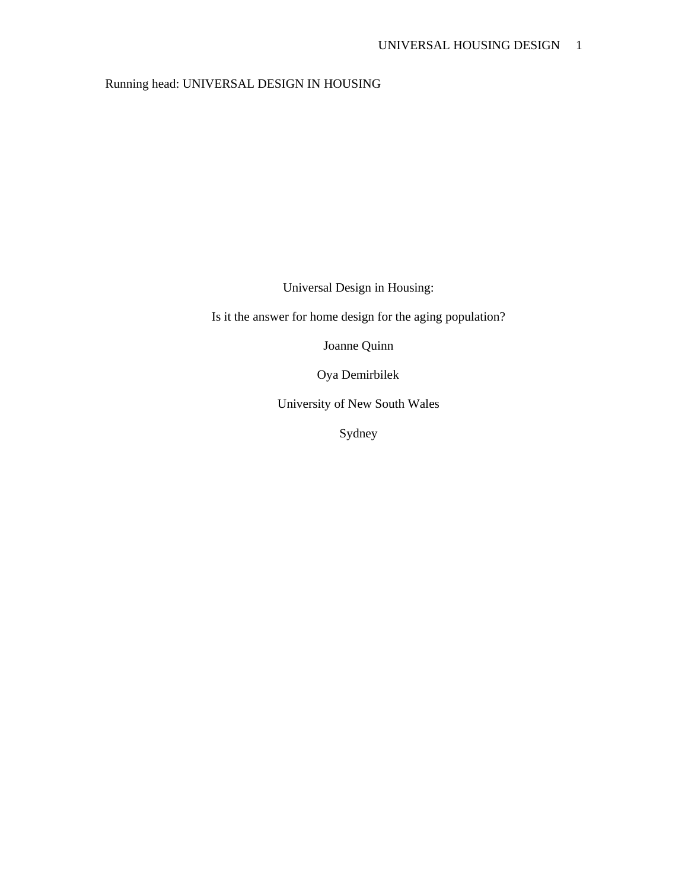Running head: UNIVERSAL DESIGN IN HOUSING

Universal Design in Housing:

Is it the answer for home design for the aging population?

Joanne Quinn

Oya Demirbilek

University of New South Wales

Sydney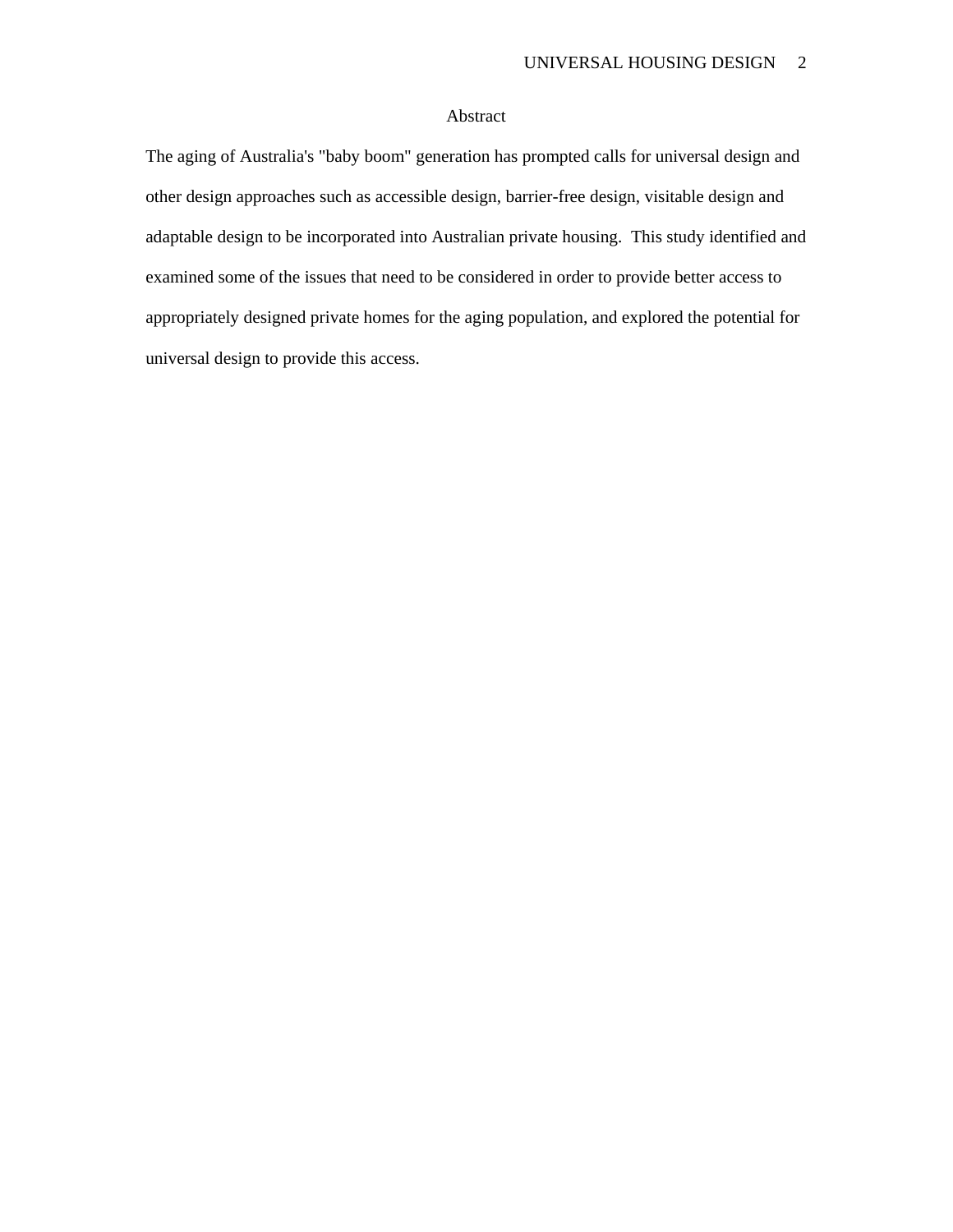# Abstract

The aging of Australia's "baby boom" generation has prompted calls for universal design and other design approaches such as accessible design, barrier-free design, visitable design and adaptable design to be incorporated into Australian private housing. This study identified and examined some of the issues that need to be considered in order to provide better access to appropriately designed private homes for the aging population, and explored the potential for universal design to provide this access.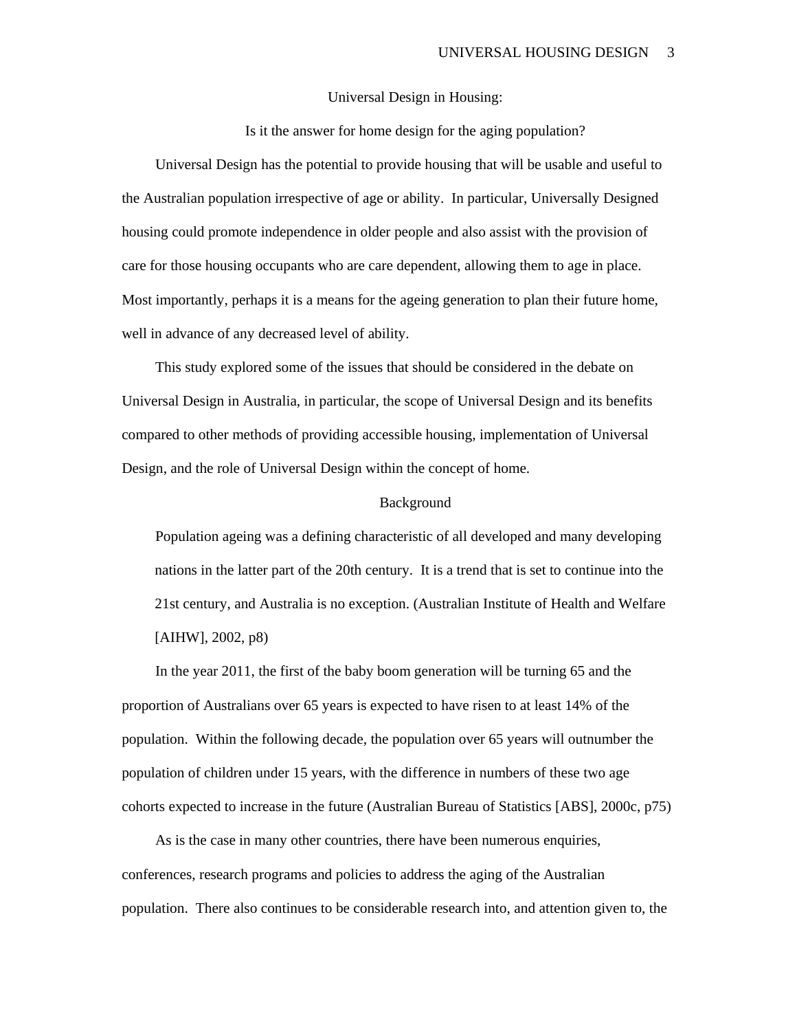# Universal Design in Housing:

## Is it the answer for home design for the aging population?

Universal Design has the potential to provide housing that will be usable and useful to the Australian population irrespective of age or ability. In particular, Universally Designed housing could promote independence in older people and also assist with the provision of care for those housing occupants who are care dependent, allowing them to age in place. Most importantly, perhaps it is a means for the ageing generation to plan their future home, well in advance of any decreased level of ability.

This study explored some of the issues that should be considered in the debate on Universal Design in Australia, in particular, the scope of Universal Design and its benefits compared to other methods of providing accessible housing, implementation of Universal Design, and the role of Universal Design within the concept of home.

## Background

> Population ageing was a defining characteristic of all developed and many developing nations in the latter part of the 20th century. It is a trend that is set to continue into the 21st century, and Australia is no exception. (Australian Institute of Health and Welfare [AIHW], 2002, p8)

In the year 2011, the first of the baby boom generation will be turning 65 and the proportion of Australians over 65 years is expected to have risen to at least 14% of the population. Within the following decade, the population over 65 years will outnumber the population of children under 15 years, with the difference in numbers of these two age cohorts expected to increase in the future (Australian Bureau of Statistics [ABS], 2000c, p75)

As is the case in many other countries, there have been numerous enquiries, conferences, research programs and policies to address the aging of the Australian population. There also continues to be considerable research into, and attention given to, the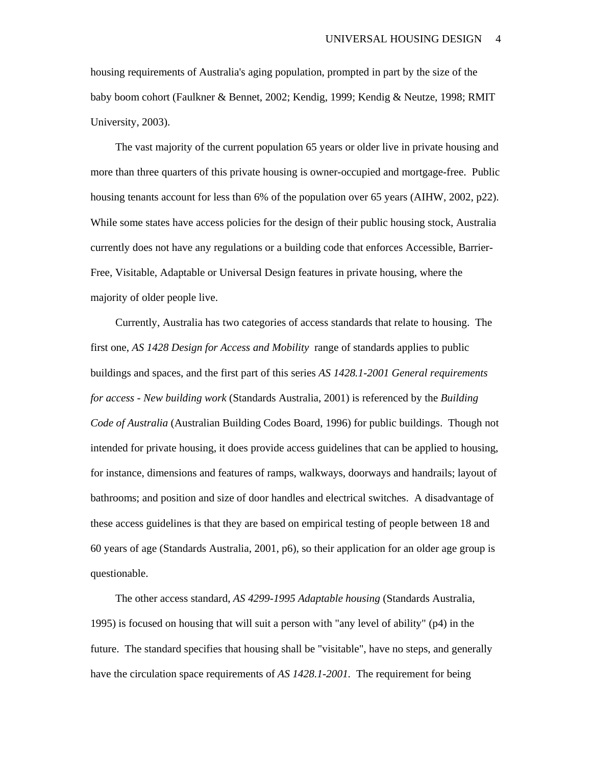housing requirements of Australia's aging population, prompted in part by the size of the baby boom cohort (Faulkner & Bennet, 2002; Kendig, 1999; Kendig & Neutze, 1998; RMIT University, 2003).

The vast majority of the current population 65 years or older live in private housing and more than three quarters of this private housing is owner-occupied and mortgage-free. Public housing tenants account for less than 6% of the population over 65 years (AIHW, 2002, p22). While some states have access policies for the design of their public housing stock, Australia currently does not have any regulations or a building code that enforces Accessible, Barrier-Free, Visitable, Adaptable or Universal Design features in private housing, where the majority of older people live.

Currently, Australia has two categories of access standards that relate to housing. The first one, *AS 1428 Design for Access and Mobility* range of standards applies to public buildings and spaces, and the first part of this series *AS 1428.1-2001 General requirements for access - New building work* (Standards Australia, 2001) is referenced by the *Building Code of Australia* (Australian Building Codes Board, 1996) for public buildings. Though not intended for private housing, it does provide access guidelines that can be applied to housing, for instance, dimensions and features of ramps, walkways, doorways and handrails; layout of bathrooms; and position and size of door handles and electrical switches. A disadvantage of these access guidelines is that they are based on empirical testing of people between 18 and 60 years of age (Standards Australia, 2001, p6), so their application for an older age group is questionable.

The other access standard, *AS 4299-1995 Adaptable housing* (Standards Australia, 1995) is focused on housing that will suit a person with "any level of ability" (p4) in the future. The standard specifies that housing shall be "visitable", have no steps, and generally have the circulation space requirements of *AS 1428.1-2001*. The requirement for being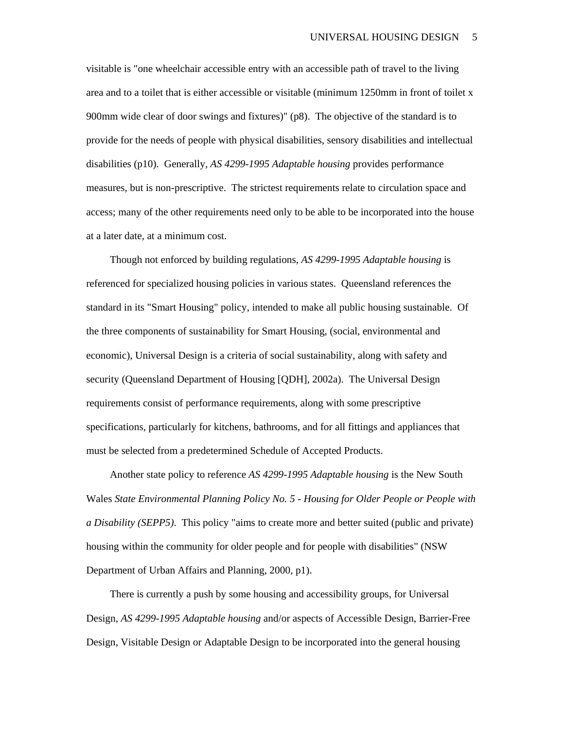visitable is "one wheelchair accessible entry with an accessible path of travel to the living area and to a toilet that is either accessible or visitable (minimum 1250mm in front of toilet x 900mm wide clear of door swings and fixtures)" (p8). The objective of the standard is to provide for the needs of people with physical disabilities, sensory disabilities and intellectual disabilities (p10). Generally, *AS 4299-1995 Adaptable housing* provides performance measures, but is non-prescriptive. The strictest requirements relate to circulation space and access; many of the other requirements need only to be able to be incorporated into the house at a later date, at a minimum cost.

Though not enforced by building regulations, *AS 4299-1995 Adaptable housing* is referenced for specialized housing policies in various states. Queensland references the standard in its "Smart Housing" policy, intended to make all public housing sustainable. Of the three components of sustainability for Smart Housing, (social, environmental and economic), Universal Design is a criteria of social sustainability, along with safety and security (Queensland Department of Housing [QDH], 2002a). The Universal Design requirements consist of performance requirements, along with some prescriptive specifications, particularly for kitchens, bathrooms, and for all fittings and appliances that must be selected from a predetermined Schedule of Accepted Products.

Another state policy to reference *AS 4299-1995 Adaptable housing* is the New South Wales *State Environmental Planning Policy No. 5 - Housing for Older People or People with a Disability (SEPP5)*. This policy "aims to create more and better suited (public and private) housing within the community for older people and for people with disabilities" (NSW Department of Urban Affairs and Planning, 2000, p1).

There is currently a push by some housing and accessibility groups, for Universal Design, *AS 4299-1995 Adaptable housing* and/or aspects of Accessible Design, Barrier-Free Design, Visitable Design or Adaptable Design to be incorporated into the general housing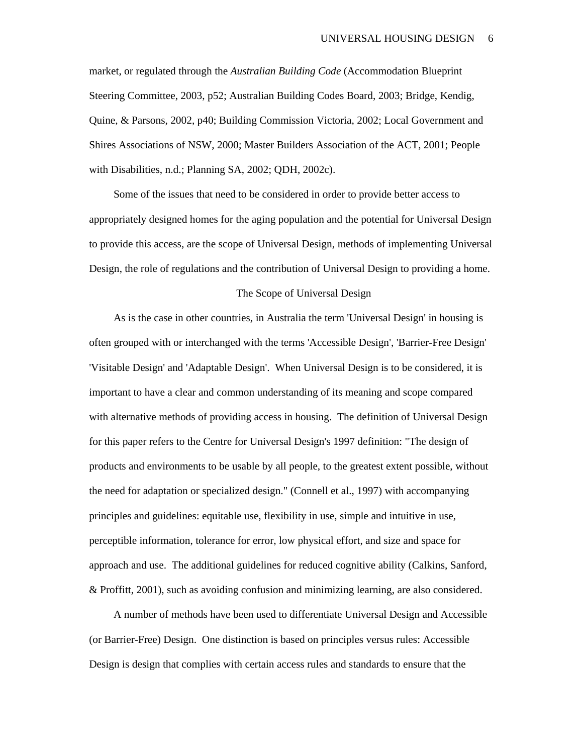market, or regulated through the *Australian Building Code* (Accommodation Blueprint Steering Committee, 2003, p52; Australian Building Codes Board, 2003; Bridge, Kendig, Quine, & Parsons, 2002, p40; Building Commission Victoria, 2002; Local Government and Shires Associations of NSW, 2000; Master Builders Association of the ACT, 2001; People with Disabilities, n.d.; Planning SA, 2002; QDH, 2002c).

Some of the issues that need to be considered in order to provide better access to appropriately designed homes for the aging population and the potential for Universal Design to provide this access, are the scope of Universal Design, methods of implementing Universal Design, the role of regulations and the contribution of Universal Design to providing a home.

## The Scope of Universal Design

As is the case in other countries, in Australia the term 'Universal Design' in housing is often grouped with or interchanged with the terms 'Accessible Design', 'Barrier-Free Design' 'Visitable Design' and 'Adaptable Design'. When Universal Design is to be considered, it is important to have a clear and common understanding of its meaning and scope compared with alternative methods of providing access in housing. The definition of Universal Design for this paper refers to the Centre for Universal Design's 1997 definition: "The design of products and environments to be usable by all people, to the greatest extent possible, without the need for adaptation or specialized design." (Connell et al., 1997) with accompanying principles and guidelines: equitable use, flexibility in use, simple and intuitive in use, perceptible information, tolerance for error, low physical effort, and size and space for approach and use. The additional guidelines for reduced cognitive ability (Calkins, Sanford, & Proffitt, 2001), such as avoiding confusion and minimizing learning, are also considered.

A number of methods have been used to differentiate Universal Design and Accessible (or Barrier-Free) Design. One distinction is based on principles versus rules: Accessible Design is design that complies with certain access rules and standards to ensure that the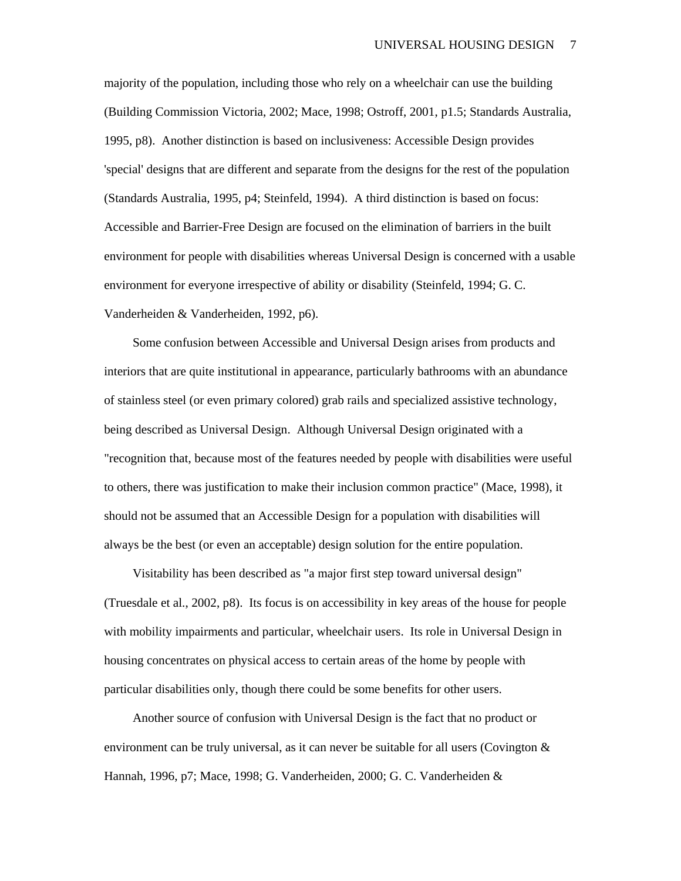majority of the population, including those who rely on a wheelchair can use the building (Building Commission Victoria, 2002; Mace, 1998; Ostroff, 2001, p1.5; Standards Australia, 1995, p8). Another distinction is based on inclusiveness: Accessible Design provides 'special' designs that are different and separate from the designs for the rest of the population (Standards Australia, 1995, p4; Steinfeld, 1994). A third distinction is based on focus: Accessible and Barrier-Free Design are focused on the elimination of barriers in the built environment for people with disabilities whereas Universal Design is concerned with a usable environment for everyone irrespective of ability or disability (Steinfeld, 1994; G. C. Vanderheiden & Vanderheiden, 1992, p6).

Some confusion between Accessible and Universal Design arises from products and interiors that are quite institutional in appearance, particularly bathrooms with an abundance of stainless steel (or even primary colored) grab rails and specialized assistive technology, being described as Universal Design. Although Universal Design originated with a "recognition that, because most of the features needed by people with disabilities were useful to others, there was justification to make their inclusion common practice" (Mace, 1998), it should not be assumed that an Accessible Design for a population with disabilities will always be the best (or even an acceptable) design solution for the entire population.

Visitability has been described as "a major first step toward universal design" (Truesdale et al., 2002, p8). Its focus is on accessibility in key areas of the house for people with mobility impairments and particular, wheelchair users. Its role in Universal Design in housing concentrates on physical access to certain areas of the home by people with particular disabilities only, though there could be some benefits for other users.

Another source of confusion with Universal Design is the fact that no product or environment can be truly universal, as it can never be suitable for all users (Covington & Hannah, 1996, p7; Mace, 1998; G. Vanderheiden, 2000; G. C. Vanderheiden &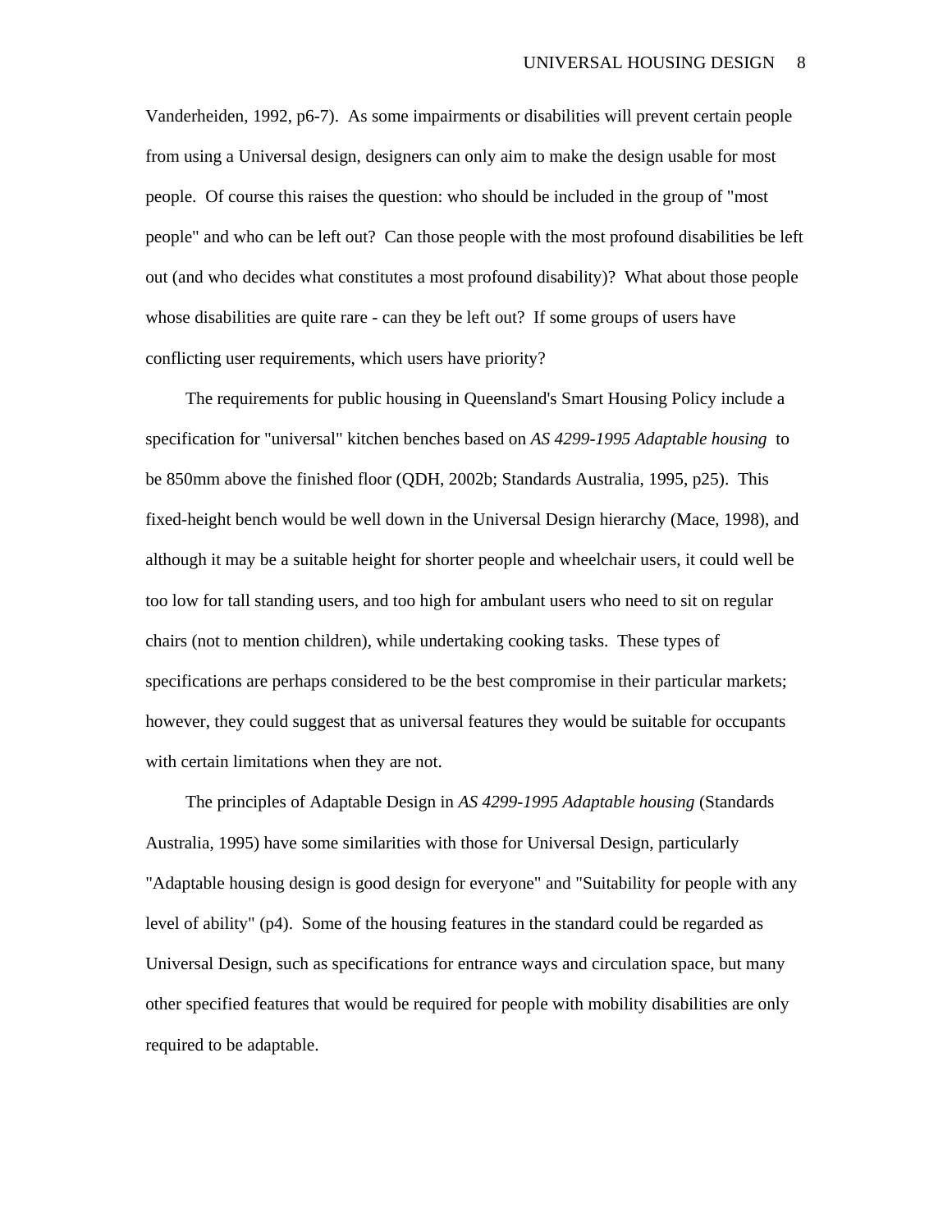Vanderheiden, 1992, p6-7). As some impairments or disabilities will prevent certain people from using a Universal design, designers can only aim to make the design usable for most people. Of course this raises the question: who should be included in the group of "most people" and who can be left out? Can those people with the most profound disabilities be left out (and who decides what constitutes a most profound disability)? What about those people whose disabilities are quite rare - can they be left out? If some groups of users have conflicting user requirements, which users have priority?

The requirements for public housing in Queensland's Smart Housing Policy include a specification for "universal" kitchen benches based on *AS 4299-1995 Adaptable housing* to be 850mm above the finished floor (QDH, 2002b; Standards Australia, 1995, p25). This fixed-height bench would be well down in the Universal Design hierarchy (Mace, 1998), and although it may be a suitable height for shorter people and wheelchair users, it could well be too low for tall standing users, and too high for ambulant users who need to sit on regular chairs (not to mention children), while undertaking cooking tasks. These types of specifications are perhaps considered to be the best compromise in their particular markets; however, they could suggest that as universal features they would be suitable for occupants with certain limitations when they are not.

The principles of Adaptable Design in *AS 4299-1995 Adaptable housing* (Standards Australia, 1995) have some similarities with those for Universal Design, particularly "Adaptable housing design is good design for everyone" and "Suitability for people with any level of ability" (p4). Some of the housing features in the standard could be regarded as Universal Design, such as specifications for entrance ways and circulation space, but many other specified features that would be required for people with mobility disabilities are only required to be adaptable.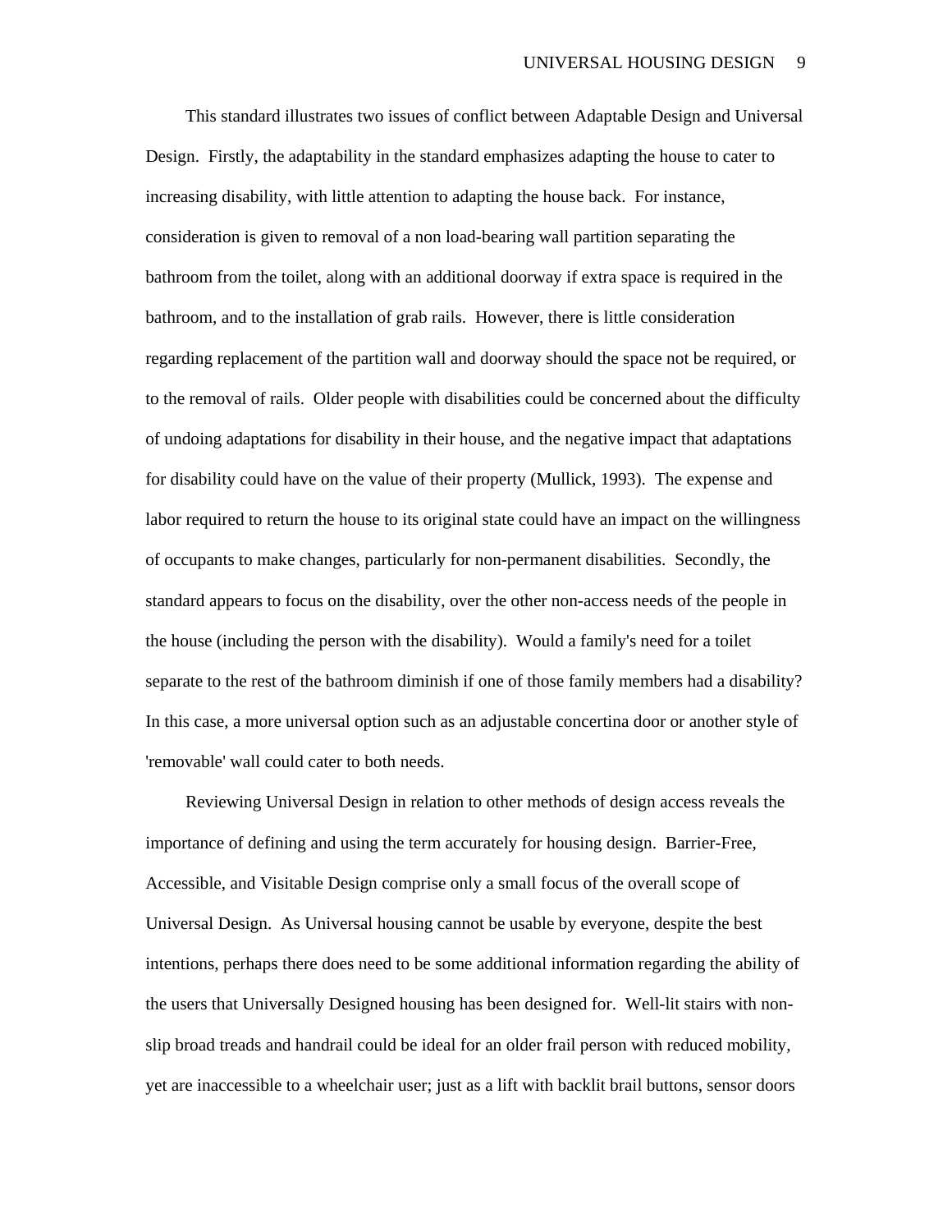This standard illustrates two issues of conflict between Adaptable Design and Universal Design. Firstly, the adaptability in the standard emphasizes adapting the house to cater to increasing disability, with little attention to adapting the house back. For instance, consideration is given to removal of a non load-bearing wall partition separating the bathroom from the toilet, along with an additional doorway if extra space is required in the bathroom, and to the installation of grab rails. However, there is little consideration regarding replacement of the partition wall and doorway should the space not be required, or to the removal of rails. Older people with disabilities could be concerned about the difficulty of undoing adaptations for disability in their house, and the negative impact that adaptations for disability could have on the value of their property (Mullick, 1993). The expense and labor required to return the house to its original state could have an impact on the willingness of occupants to make changes, particularly for non-permanent disabilities. Secondly, the standard appears to focus on the disability, over the other non-access needs of the people in the house (including the person with the disability). Would a family's need for a toilet separate to the rest of the bathroom diminish if one of those family members had a disability? In this case, a more universal option such as an adjustable concertina door or another style of 'removable' wall could cater to both needs.

Reviewing Universal Design in relation to other methods of design access reveals the importance of defining and using the term accurately for housing design. Barrier-Free, Accessible, and Visitable Design comprise only a small focus of the overall scope of Universal Design. As Universal housing cannot be usable by everyone, despite the best intentions, perhaps there does need to be some additional information regarding the ability of the users that Universally Designed housing has been designed for. Well-lit stairs with non-slip broad treads and handrail could be ideal for an older frail person with reduced mobility, yet are inaccessible to a wheelchair user; just as a lift with backlit brail buttons, sensor doors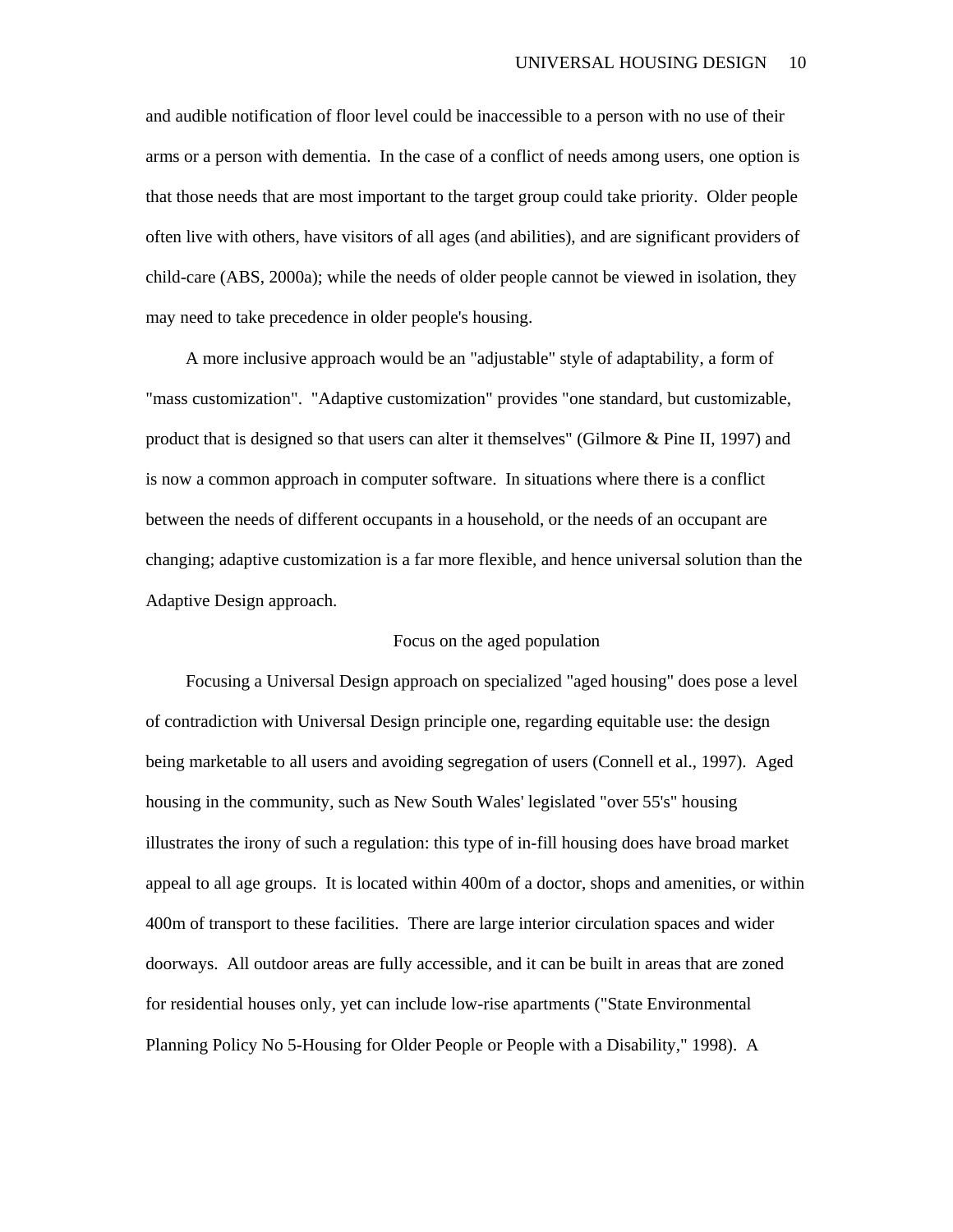and audible notification of floor level could be inaccessible to a person with no use of their arms or a person with dementia. In the case of a conflict of needs among users, one option is that those needs that are most important to the target group could take priority. Older people often live with others, have visitors of all ages (and abilities), and are significant providers of child-care (ABS, 2000a); while the needs of older people cannot be viewed in isolation, they may need to take precedence in older people's housing.

A more inclusive approach would be an "adjustable" style of adaptability, a form of "mass customization". "Adaptive customization" provides "one standard, but customizable, product that is designed so that users can alter it themselves" (Gilmore & Pine II, 1997) and is now a common approach in computer software. In situations where there is a conflict between the needs of different occupants in a household, or the needs of an occupant are changing; adaptive customization is a far more flexible, and hence universal solution than the Adaptive Design approach.

## Focus on the aged population

Focusing a Universal Design approach on specialized "aged housing" does pose a level of contradiction with Universal Design principle one, regarding equitable use: the design being marketable to all users and avoiding segregation of users (Connell et al., 1997). Aged housing in the community, such as New South Wales' legislated "over 55's" housing illustrates the irony of such a regulation: this type of in-fill housing does have broad market appeal to all age groups. It is located within 400m of a doctor, shops and amenities, or within 400m of transport to these facilities. There are large interior circulation spaces and wider doorways. All outdoor areas are fully accessible, and it can be built in areas that are zoned for residential houses only, yet can include low-rise apartments ("State Environmental Planning Policy No 5-Housing for Older People or People with a Disability," 1998). A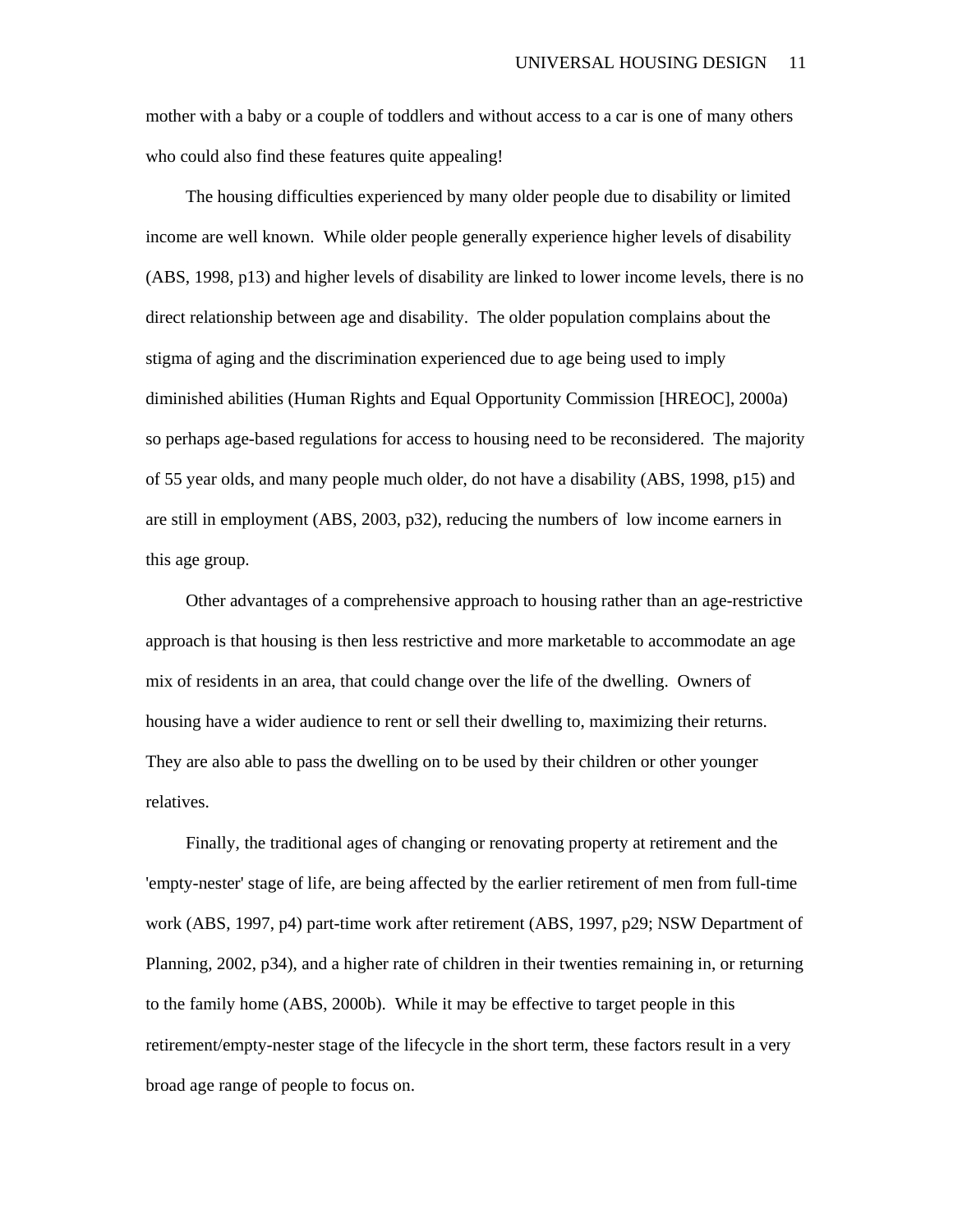mother with a baby or a couple of toddlers and without access to a car is one of many others who could also find these features quite appealing!

The housing difficulties experienced by many older people due to disability or limited income are well known. While older people generally experience higher levels of disability (ABS, 1998, p13) and higher levels of disability are linked to lower income levels, there is no direct relationship between age and disability. The older population complains about the stigma of aging and the discrimination experienced due to age being used to imply diminished abilities (Human Rights and Equal Opportunity Commission [HREOC], 2000a) so perhaps age-based regulations for access to housing need to be reconsidered. The majority of 55 year olds, and many people much older, do not have a disability (ABS, 1998, p15) and are still in employment (ABS, 2003, p32), reducing the numbers of low income earners in this age group.

Other advantages of a comprehensive approach to housing rather than an age-restrictive approach is that housing is then less restrictive and more marketable to accommodate an age mix of residents in an area, that could change over the life of the dwelling. Owners of housing have a wider audience to rent or sell their dwelling to, maximizing their returns. They are also able to pass the dwelling on to be used by their children or other younger relatives.

Finally, the traditional ages of changing or renovating property at retirement and the 'empty-nester' stage of life, are being affected by the earlier retirement of men from full-time work (ABS, 1997, p4) part-time work after retirement (ABS, 1997, p29; NSW Department of Planning, 2002, p34), and a higher rate of children in their twenties remaining in, or returning to the family home (ABS, 2000b). While it may be effective to target people in this retirement/empty-nester stage of the lifecycle in the short term, these factors result in a very broad age range of people to focus on.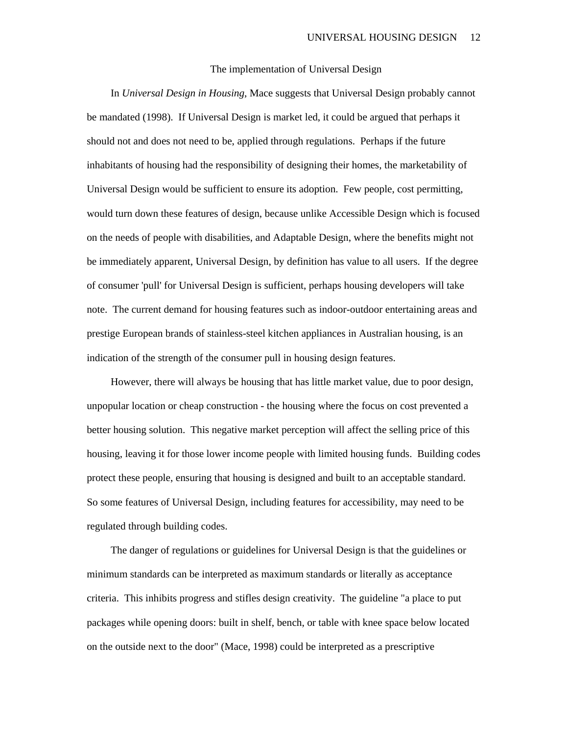## The implementation of Universal Design

In *Universal Design in Housing*, Mace suggests that Universal Design probably cannot be mandated (1998). If Universal Design is market led, it could be argued that perhaps it should not and does not need to be, applied through regulations. Perhaps if the future inhabitants of housing had the responsibility of designing their homes, the marketability of Universal Design would be sufficient to ensure its adoption. Few people, cost permitting, would turn down these features of design, because unlike Accessible Design which is focused on the needs of people with disabilities, and Adaptable Design, where the benefits might not be immediately apparent, Universal Design, by definition has value to all users. If the degree of consumer 'pull' for Universal Design is sufficient, perhaps housing developers will take note. The current demand for housing features such as indoor-outdoor entertaining areas and prestige European brands of stainless-steel kitchen appliances in Australian housing, is an indication of the strength of the consumer pull in housing design features.

However, there will always be housing that has little market value, due to poor design, unpopular location or cheap construction - the housing where the focus on cost prevented a better housing solution. This negative market perception will affect the selling price of this housing, leaving it for those lower income people with limited housing funds. Building codes protect these people, ensuring that housing is designed and built to an acceptable standard. So some features of Universal Design, including features for accessibility, may need to be regulated through building codes.

The danger of regulations or guidelines for Universal Design is that the guidelines or minimum standards can be interpreted as maximum standards or literally as acceptance criteria. This inhibits progress and stifles design creativity. The guideline "a place to put packages while opening doors: built in shelf, bench, or table with knee space below located on the outside next to the door" (Mace, 1998) could be interpreted as a prescriptive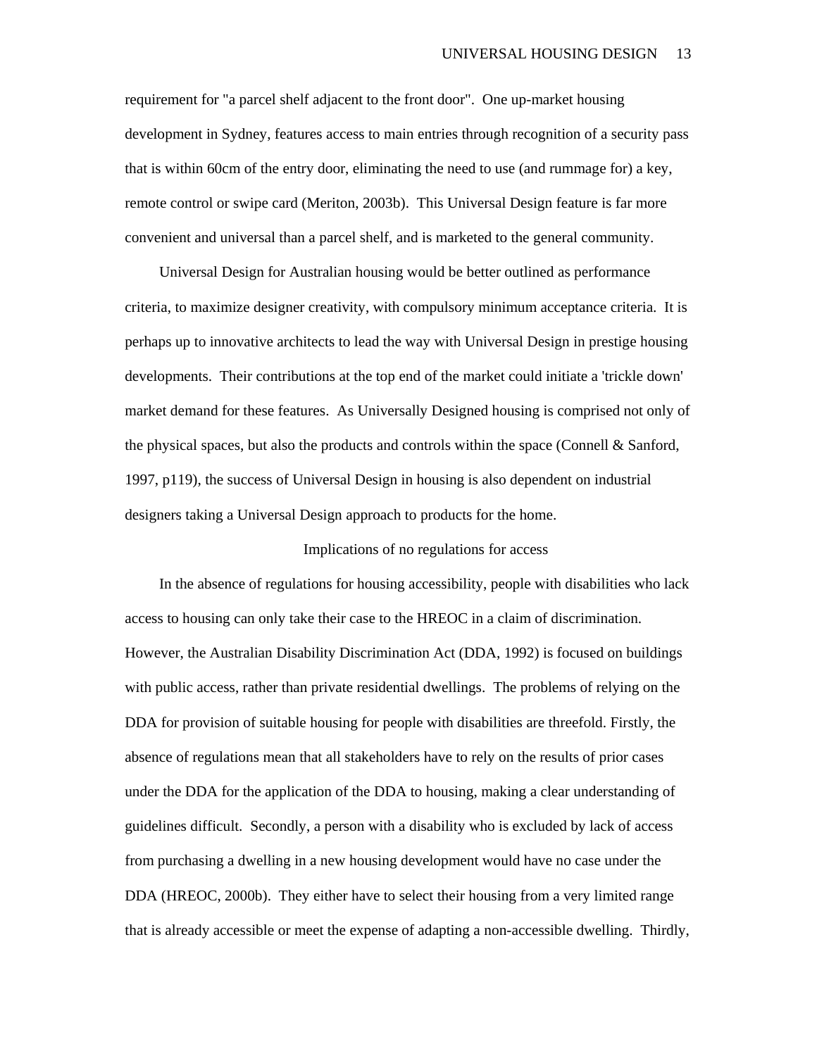requirement for "a parcel shelf adjacent to the front door". One up-market housing development in Sydney, features access to main entries through recognition of a security pass that is within 60cm of the entry door, eliminating the need to use (and rummage for) a key, remote control or swipe card (Meriton, 2003b). This Universal Design feature is far more convenient and universal than a parcel shelf, and is marketed to the general community.

Universal Design for Australian housing would be better outlined as performance criteria, to maximize designer creativity, with compulsory minimum acceptance criteria. It is perhaps up to innovative architects to lead the way with Universal Design in prestige housing developments. Their contributions at the top end of the market could initiate a 'trickle down' market demand for these features. As Universally Designed housing is comprised not only of the physical spaces, but also the products and controls within the space (Connell & Sanford, 1997, p119), the success of Universal Design in housing is also dependent on industrial designers taking a Universal Design approach to products for the home.

## Implications of no regulations for access

In the absence of regulations for housing accessibility, people with disabilities who lack access to housing can only take their case to the HREOC in a claim of discrimination. However, the Australian Disability Discrimination Act (DDA, 1992) is focused on buildings with public access, rather than private residential dwellings. The problems of relying on the DDA for provision of suitable housing for people with disabilities are threefold. Firstly, the absence of regulations mean that all stakeholders have to rely on the results of prior cases under the DDA for the application of the DDA to housing, making a clear understanding of guidelines difficult. Secondly, a person with a disability who is excluded by lack of access from purchasing a dwelling in a new housing development would have no case under the DDA (HREOC, 2000b). They either have to select their housing from a very limited range that is already accessible or meet the expense of adapting a non-accessible dwelling. Thirdly,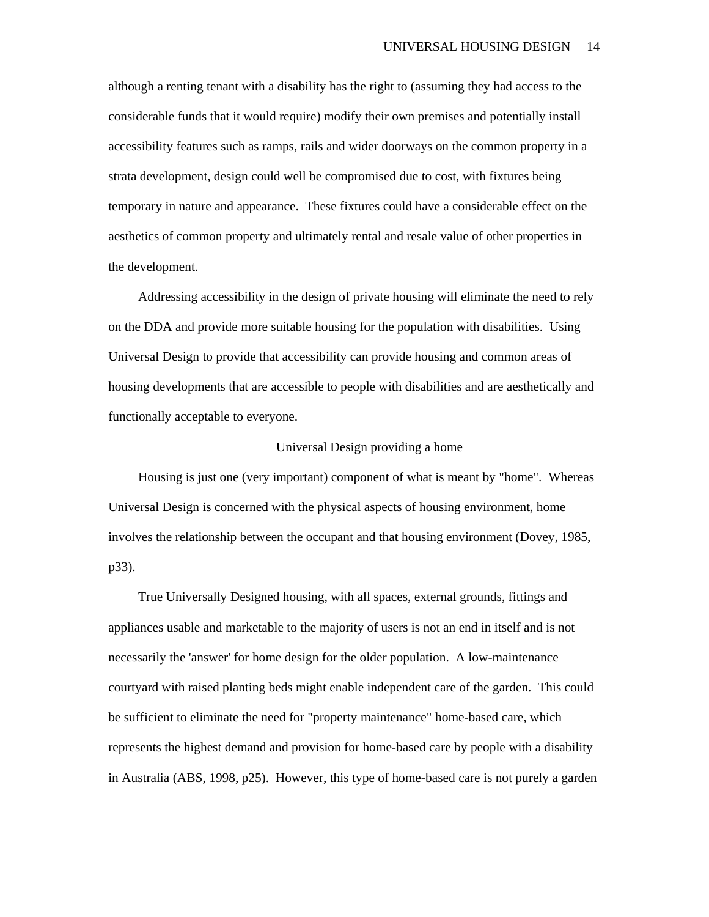although a renting tenant with a disability has the right to (assuming they had access to the considerable funds that it would require) modify their own premises and potentially install accessibility features such as ramps, rails and wider doorways on the common property in a strata development, design could well be compromised due to cost, with fixtures being temporary in nature and appearance. These fixtures could have a considerable effect on the aesthetics of common property and ultimately rental and resale value of other properties in the development.

Addressing accessibility in the design of private housing will eliminate the need to rely on the DDA and provide more suitable housing for the population with disabilities. Using Universal Design to provide that accessibility can provide housing and common areas of housing developments that are accessible to people with disabilities and are aesthetically and functionally acceptable to everyone.

## Universal Design providing a home

Housing is just one (very important) component of what is meant by "home". Whereas Universal Design is concerned with the physical aspects of housing environment, home involves the relationship between the occupant and that housing environment (Dovey, 1985, p33).

True Universally Designed housing, with all spaces, external grounds, fittings and appliances usable and marketable to the majority of users is not an end in itself and is not necessarily the 'answer' for home design for the older population. A low-maintenance courtyard with raised planting beds might enable independent care of the garden. This could be sufficient to eliminate the need for "property maintenance" home-based care, which represents the highest demand and provision for home-based care by people with a disability in Australia (ABS, 1998, p25). However, this type of home-based care is not purely a garden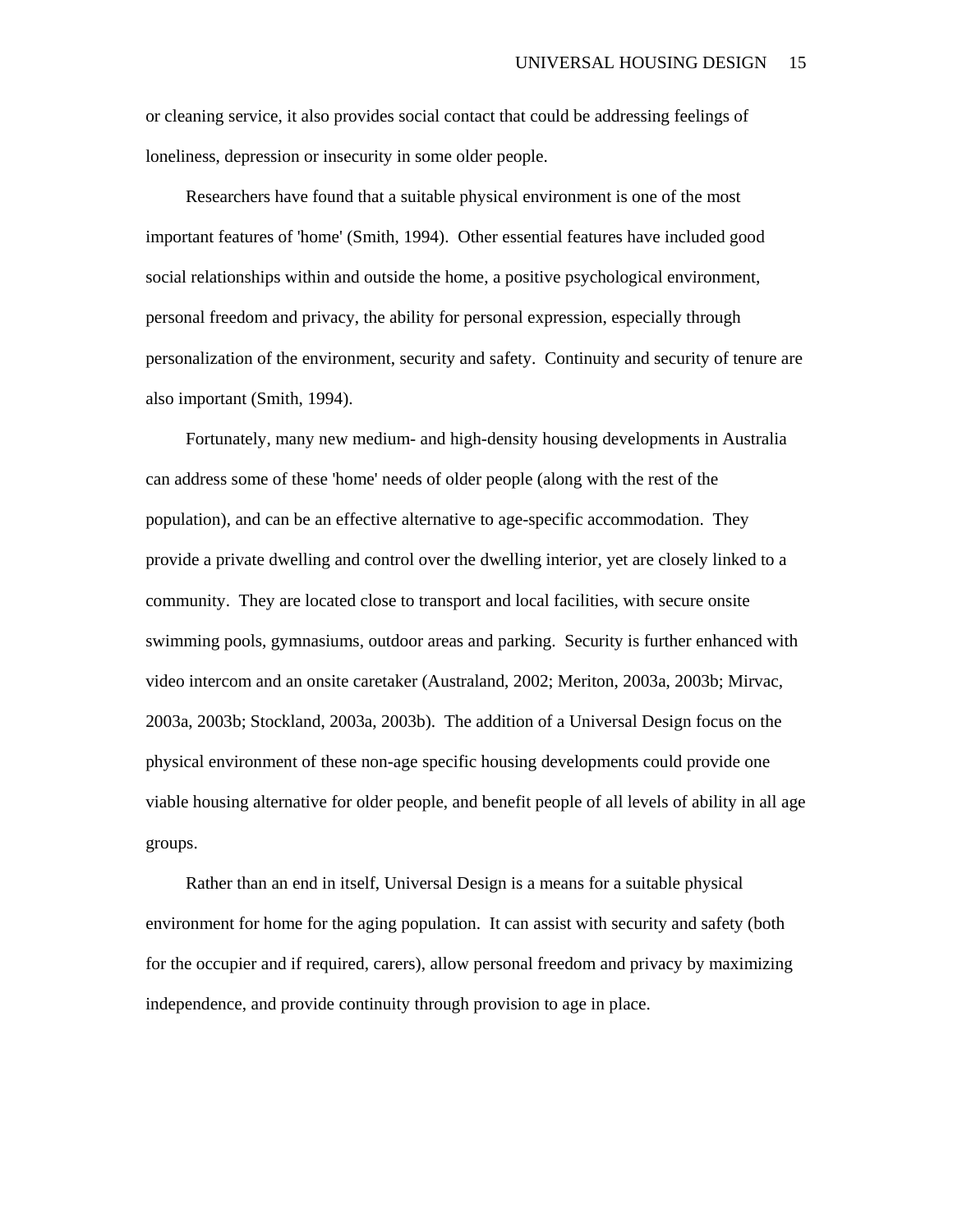or cleaning service, it also provides social contact that could be addressing feelings of loneliness, depression or insecurity in some older people.

Researchers have found that a suitable physical environment is one of the most important features of 'home' (Smith, 1994). Other essential features have included good social relationships within and outside the home, a positive psychological environment, personal freedom and privacy, the ability for personal expression, especially through personalization of the environment, security and safety. Continuity and security of tenure are also important (Smith, 1994).

Fortunately, many new medium- and high-density housing developments in Australia can address some of these 'home' needs of older people (along with the rest of the population), and can be an effective alternative to age-specific accommodation. They provide a private dwelling and control over the dwelling interior, yet are closely linked to a community. They are located close to transport and local facilities, with secure onsite swimming pools, gymnasiums, outdoor areas and parking. Security is further enhanced with video intercom and an onsite caretaker (Australand, 2002; Meriton, 2003a, 2003b; Mirvac, 2003a, 2003b; Stockland, 2003a, 2003b). The addition of a Universal Design focus on the physical environment of these non-age specific housing developments could provide one viable housing alternative for older people, and benefit people of all levels of ability in all age groups.

Rather than an end in itself, Universal Design is a means for a suitable physical environment for home for the aging population. It can assist with security and safety (both for the occupier and if required, carers), allow personal freedom and privacy by maximizing independence, and provide continuity through provision to age in place.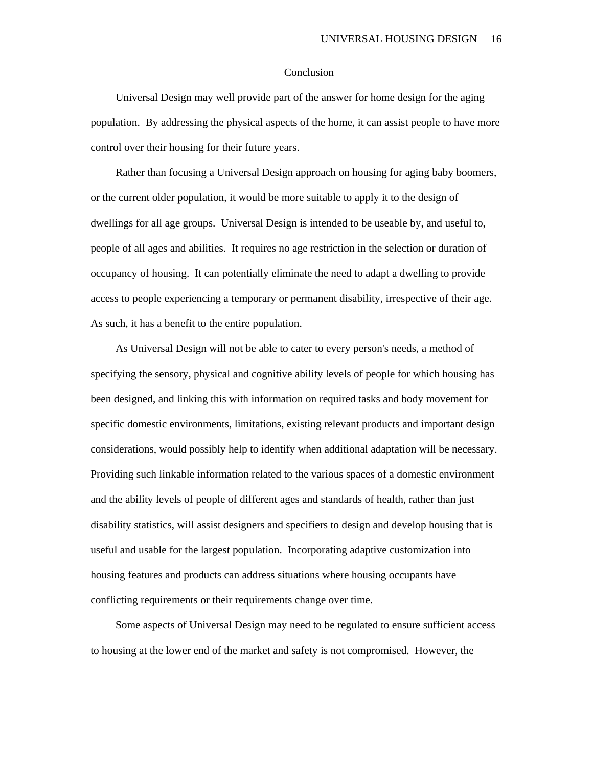## Conclusion

Universal Design may well provide part of the answer for home design for the aging population. By addressing the physical aspects of the home, it can assist people to have more control over their housing for their future years.

Rather than focusing a Universal Design approach on housing for aging baby boomers, or the current older population, it would be more suitable to apply it to the design of dwellings for all age groups. Universal Design is intended to be useable by, and useful to, people of all ages and abilities. It requires no age restriction in the selection or duration of occupancy of housing. It can potentially eliminate the need to adapt a dwelling to provide access to people experiencing a temporary or permanent disability, irrespective of their age. As such, it has a benefit to the entire population.

As Universal Design will not be able to cater to every person's needs, a method of specifying the sensory, physical and cognitive ability levels of people for which housing has been designed, and linking this with information on required tasks and body movement for specific domestic environments, limitations, existing relevant products and important design considerations, would possibly help to identify when additional adaptation will be necessary. Providing such linkable information related to the various spaces of a domestic environment and the ability levels of people of different ages and standards of health, rather than just disability statistics, will assist designers and specifiers to design and develop housing that is useful and usable for the largest population. Incorporating adaptive customization into housing features and products can address situations where housing occupants have conflicting requirements or their requirements change over time.

Some aspects of Universal Design may need to be regulated to ensure sufficient access to housing at the lower end of the market and safety is not compromised. However, the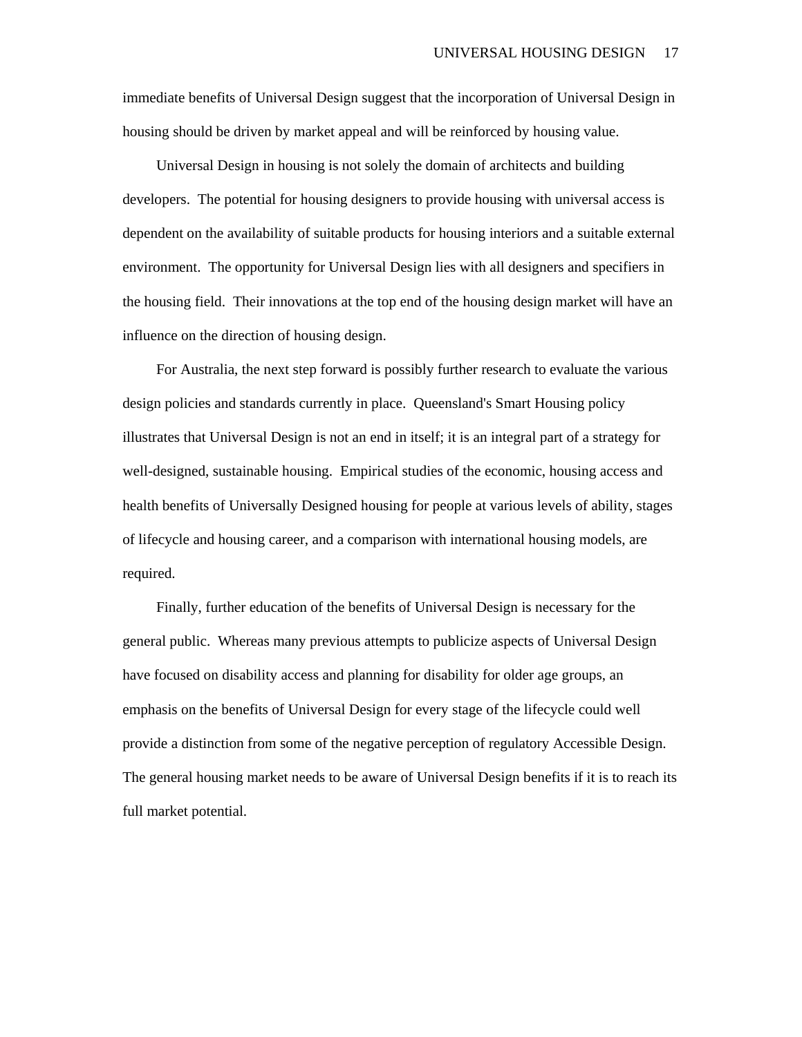immediate benefits of Universal Design suggest that the incorporation of Universal Design in housing should be driven by market appeal and will be reinforced by housing value.

Universal Design in housing is not solely the domain of architects and building developers. The potential for housing designers to provide housing with universal access is dependent on the availability of suitable products for housing interiors and a suitable external environment. The opportunity for Universal Design lies with all designers and specifiers in the housing field. Their innovations at the top end of the housing design market will have an influence on the direction of housing design.

For Australia, the next step forward is possibly further research to evaluate the various design policies and standards currently in place. Queensland's Smart Housing policy illustrates that Universal Design is not an end in itself; it is an integral part of a strategy for well-designed, sustainable housing. Empirical studies of the economic, housing access and health benefits of Universally Designed housing for people at various levels of ability, stages of lifecycle and housing career, and a comparison with international housing models, are required.

Finally, further education of the benefits of Universal Design is necessary for the general public. Whereas many previous attempts to publicize aspects of Universal Design have focused on disability access and planning for disability for older age groups, an emphasis on the benefits of Universal Design for every stage of the lifecycle could well provide a distinction from some of the negative perception of regulatory Accessible Design. The general housing market needs to be aware of Universal Design benefits if it is to reach its full market potential.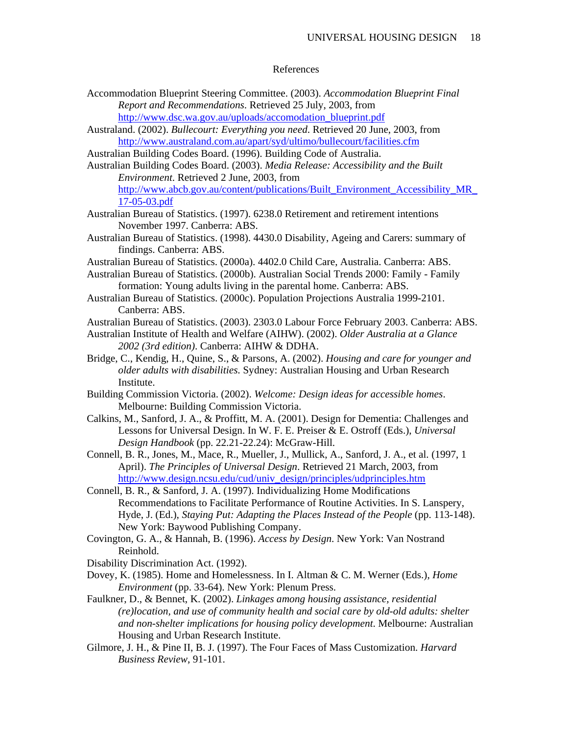# References

Accommodation Blueprint Steering Committee. (2003). *Accommodation Blueprint Final Report and Recommendations*. Retrieved 25 July, 2003, from http://www.dsc.wa.gov.au/uploads/accomodation_blueprint.pdf

Australand. (2002). *Bullecourt: Everything you need*. Retrieved 20 June, 2003, from http://www.australand.com.au/apart/syd/ultimo/bullecourt/facilities.cfm

Australian Building Codes Board. (1996). Building Code of Australia.

Australian Building Codes Board. (2003). *Media Release: Accessibility and the Built Environment*. Retrieved 2 June, 2003, from http://www.abcb.gov.au/content/publications/Built_Environment_Accessibility_MR_17-05-03.pdf

Australian Bureau of Statistics. (1997). 6238.0 Retirement and retirement intentions November 1997. Canberra: ABS.

Australian Bureau of Statistics. (1998). 4430.0 Disability, Ageing and Carers: summary of findings. Canberra: ABS.

Australian Bureau of Statistics. (2000a). 4402.0 Child Care, Australia. Canberra: ABS.

Australian Bureau of Statistics. (2000b). Australian Social Trends 2000: Family - Family formation: Young adults living in the parental home. Canberra: ABS.

Australian Bureau of Statistics. (2000c). Population Projections Australia 1999-2101. Canberra: ABS.

Australian Bureau of Statistics. (2003). 2303.0 Labour Force February 2003. Canberra: ABS.

Australian Institute of Health and Welfare (AIHW). (2002). *Older Australia at a Glance 2002 (3rd edition)*. Canberra: AIHW & DDHA.

Bridge, C., Kendig, H., Quine, S., & Parsons, A. (2002). *Housing and care for younger and older adults with disabilities*. Sydney: Australian Housing and Urban Research Institute.

Building Commission Victoria. (2002). *Welcome: Design ideas for accessible homes*. Melbourne: Building Commission Victoria.

Calkins, M., Sanford, J. A., & Proffitt, M. A. (2001). Design for Dementia: Challenges and Lessons for Universal Design. In W. F. E. Preiser & E. Ostroff (Eds.), *Universal Design Handbook* (pp. 22.21-22.24): McGraw-Hill.

Connell, B. R., Jones, M., Mace, R., Mueller, J., Mullick, A., Sanford, J. A., et al. (1997, 1 April). *The Principles of Universal Design*. Retrieved 21 March, 2003, from http://www.design.ncsu.edu/cud/univ_design/principles/udprinciples.htm

Connell, B. R., & Sanford, J. A. (1997). Individualizing Home Modifications Recommendations to Facilitate Performance of Routine Activities. In S. Lanspery, Hyde, J. (Ed.), *Staying Put: Adapting the Places Instead of the People* (pp. 113-148). New York: Baywood Publishing Company.

Covington, G. A., & Hannah, B. (1996). *Access by Design*. New York: Van Nostrand Reinhold.

Disability Discrimination Act. (1992).

Dovey, K. (1985). Home and Homelessness. In I. Altman & C. M. Werner (Eds.), *Home Environment* (pp. 33-64). New York: Plenum Press.

Faulkner, D., & Bennet, K. (2002). *Linkages among housing assistance, residential (re)location, and use of community health and social care by old-old adults: shelter and non-shelter implications for housing policy development*. Melbourne: Australian Housing and Urban Research Institute.

Gilmore, J. H., & Pine II, B. J. (1997). The Four Faces of Mass Customization. *Harvard Business Review*, 91-101.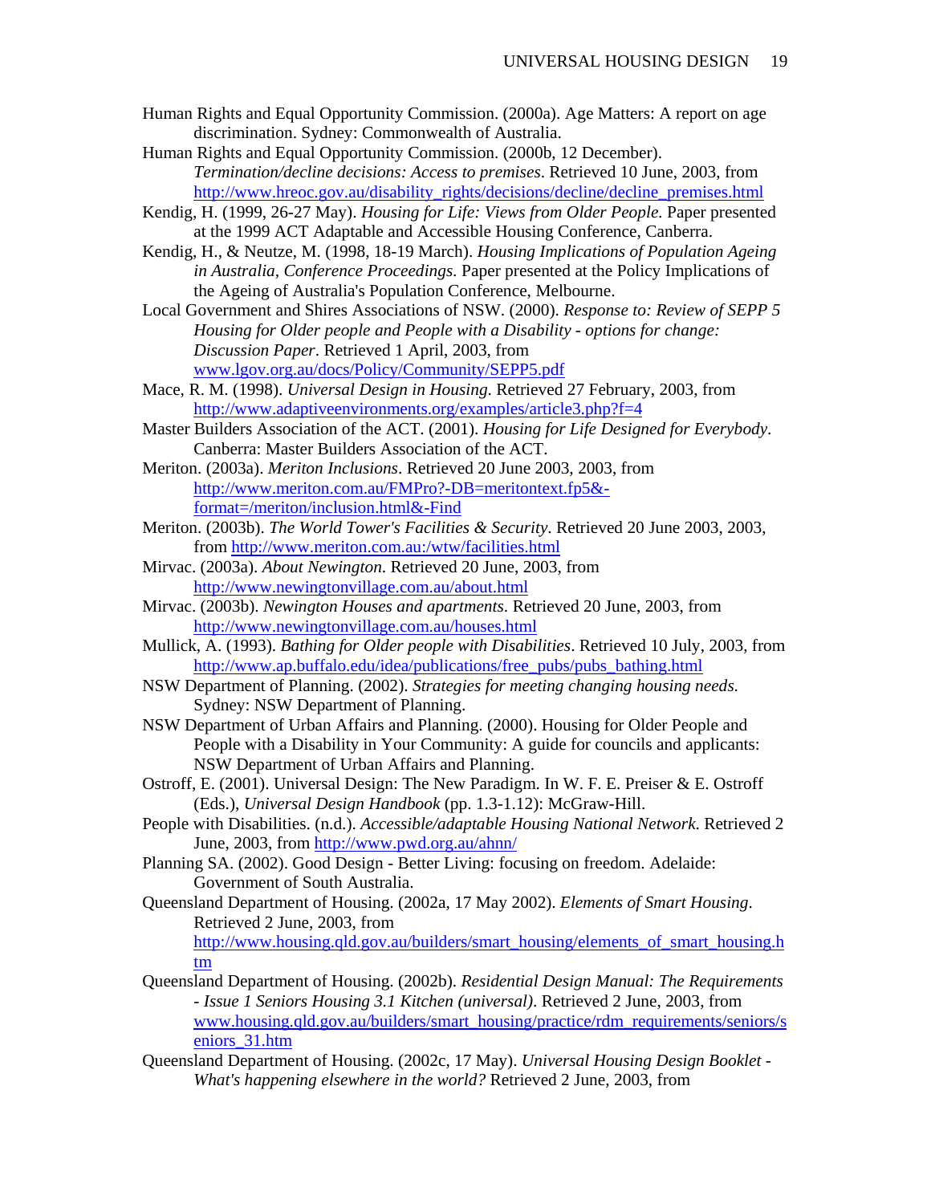Human Rights and Equal Opportunity Commission. (2000a). Age Matters: A report on age discrimination. Sydney: Commonwealth of Australia.

Human Rights and Equal Opportunity Commission. (2000b, 12 December). *Termination/decline decisions: Access to premises*. Retrieved 10 June, 2003, from http://www.hreoc.gov.au/disability_rights/decisions/decline/decline_premises.html

Kendig, H. (1999, 26-27 May). *Housing for Life: Views from Older People.* Paper presented at the 1999 ACT Adaptable and Accessible Housing Conference, Canberra.

Kendig, H., & Neutze, M. (1998, 18-19 March). *Housing Implications of Population Ageing in Australia, Conference Proceedings.* Paper presented at the Policy Implications of the Ageing of Australia's Population Conference, Melbourne.

Local Government and Shires Associations of NSW. (2000). *Response to: Review of SEPP 5 Housing for Older people and People with a Disability - options for change: Discussion Paper*. Retrieved 1 April, 2003, from www.lgov.org.au/docs/Policy/Community/SEPP5.pdf

Mace, R. M. (1998). *Universal Design in Housing*. Retrieved 27 February, 2003, from http://www.adaptiveenvironments.org/examples/article3.php?f=4

Master Builders Association of the ACT. (2001). *Housing for Life Designed for Everybody*. Canberra: Master Builders Association of the ACT.

Meriton. (2003a). *Meriton Inclusions*. Retrieved 20 June 2003, 2003, from http://www.meriton.com.au/FMPro?-DB=meritontext.fp5&-format=/meriton/inclusion.html&-Find

Meriton. (2003b). *The World Tower's Facilities & Security*. Retrieved 20 June 2003, 2003, from http://www.meriton.com.au:/wtw/facilities.html

Mirvac. (2003a). *About Newington.* Retrieved 20 June, 2003, from http://www.newingtonvillage.com.au/about.html

Mirvac. (2003b). *Newington Houses and apartments*. Retrieved 20 June, 2003, from http://www.newingtonvillage.com.au/houses.html

Mullick, A. (1993). *Bathing for Older people with Disabilities*. Retrieved 10 July, 2003, from http://www.ap.buffalo.edu/idea/publications/free_pubs/pubs_bathing.html

NSW Department of Planning. (2002). *Strategies for meeting changing housing needs.* Sydney: NSW Department of Planning.

NSW Department of Urban Affairs and Planning. (2000). Housing for Older People and People with a Disability in Your Community: A guide for councils and applicants: NSW Department of Urban Affairs and Planning.

Ostroff, E. (2001). Universal Design: The New Paradigm. In W. F. E. Preiser & E. Ostroff (Eds.), *Universal Design Handbook* (pp. 1.3-1.12): McGraw-Hill.

People with Disabilities. (n.d.). *Accessible/adaptable Housing National Network.* Retrieved 2 June, 2003, from http://www.pwd.org.au/ahnn/

Planning SA. (2002). Good Design - Better Living: focusing on freedom. Adelaide: Government of South Australia.

Queensland Department of Housing. (2002a, 17 May 2002). *Elements of Smart Housing*. Retrieved 2 June, 2003, from http://www.housing.qld.gov.au/builders/smart_housing/elements_of_smart_housing.htm

Queensland Department of Housing. (2002b). *Residential Design Manual: The Requirements - Issue 1 Seniors Housing 3.1 Kitchen (universal)*. Retrieved 2 June, 2003, from www.housing.qld.gov.au/builders/smart_housing/practice/rdm_requirements/seniors/seniors_31.htm

Queensland Department of Housing. (2002c, 17 May). *Universal Housing Design Booklet - What's happening elsewhere in the world?* Retrieved 2 June, 2003, from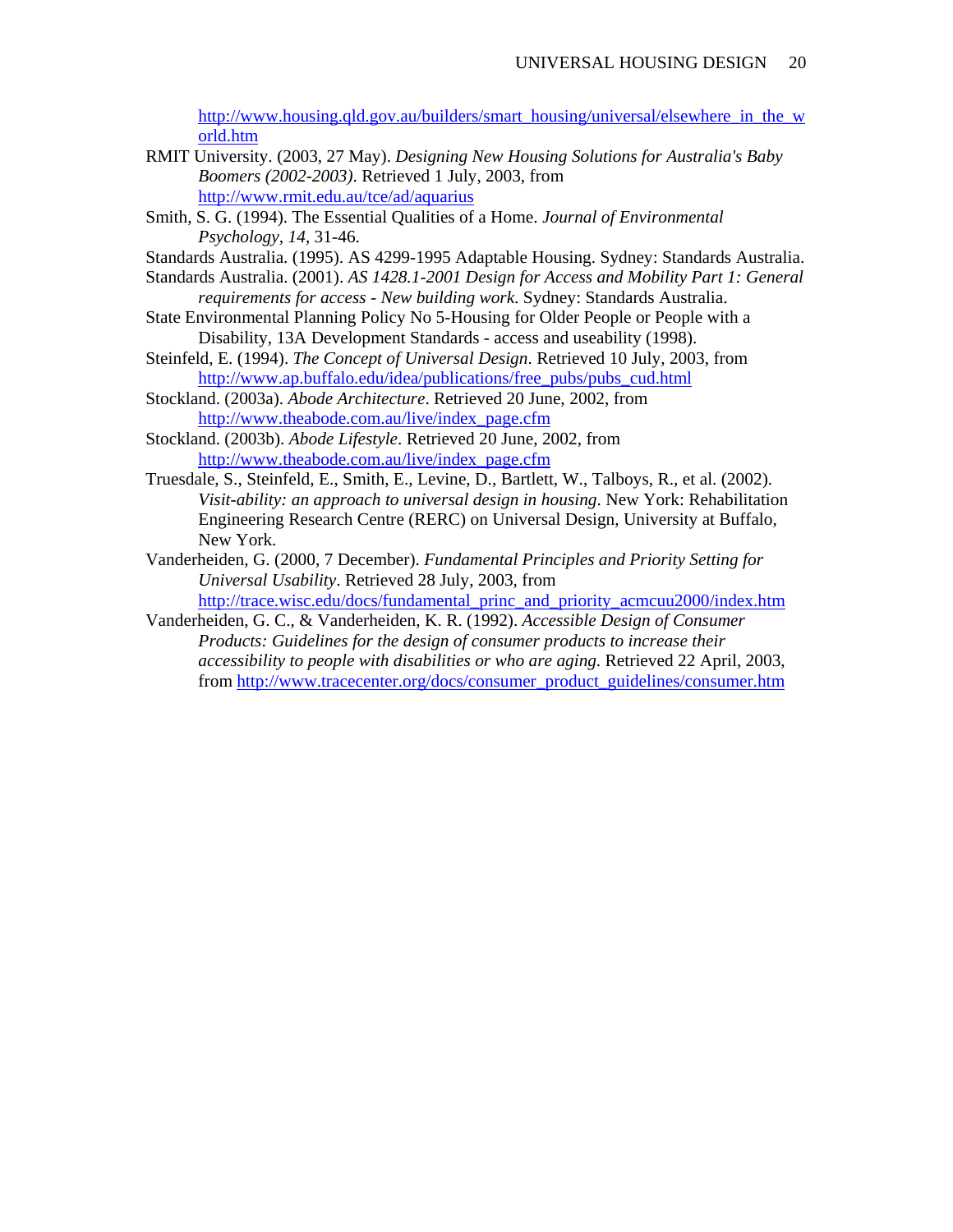http://www.housing.qld.gov.au/builders/smart_housing/universal/elsewhere_in_the_world.htm

RMIT University. (2003, 27 May). *Designing New Housing Solutions for Australia's Baby Boomers (2002-2003)*. Retrieved 1 July, 2003, from http://www.rmit.edu.au/tce/ad/aquarius

Smith, S. G. (1994). The Essential Qualities of a Home. *Journal of Environmental Psychology, 14*, 31-46.

Standards Australia. (1995). AS 4299-1995 Adaptable Housing. Sydney: Standards Australia.

Standards Australia. (2001). *AS 1428.1-2001 Design for Access and Mobility Part 1: General requirements for access - New building work*. Sydney: Standards Australia.

State Environmental Planning Policy No 5-Housing for Older People or People with a Disability, 13A Development Standards - access and useability (1998).

Steinfeld, E. (1994). *The Concept of Universal Design*. Retrieved 10 July, 2003, from http://www.ap.buffalo.edu/idea/publications/free_pubs/pubs_cud.html

Stockland. (2003a). *Abode Architecture*. Retrieved 20 June, 2002, from http://www.theabode.com.au/live/index_page.cfm

Stockland. (2003b). *Abode Lifestyle*. Retrieved 20 June, 2002, from http://www.theabode.com.au/live/index_page.cfm

Truesdale, S., Steinfeld, E., Smith, E., Levine, D., Bartlett, W., Talboys, R., et al. (2002). *Visit-ability: an approach to universal design in housing*. New York: Rehabilitation Engineering Research Centre (RERC) on Universal Design, University at Buffalo, New York.

Vanderheiden, G. (2000, 7 December). *Fundamental Principles and Priority Setting for Universal Usability*. Retrieved 28 July, 2003, from http://trace.wisc.edu/docs/fundamental_princ_and_priority_acmcuu2000/index.htm

Vanderheiden, G. C., & Vanderheiden, K. R. (1992). *Accessible Design of Consumer Products: Guidelines for the design of consumer products to increase their accessibility to people with disabilities or who are aging*. Retrieved 22 April, 2003, from http://www.tracecenter.org/docs/consumer_product_guidelines/consumer.htm